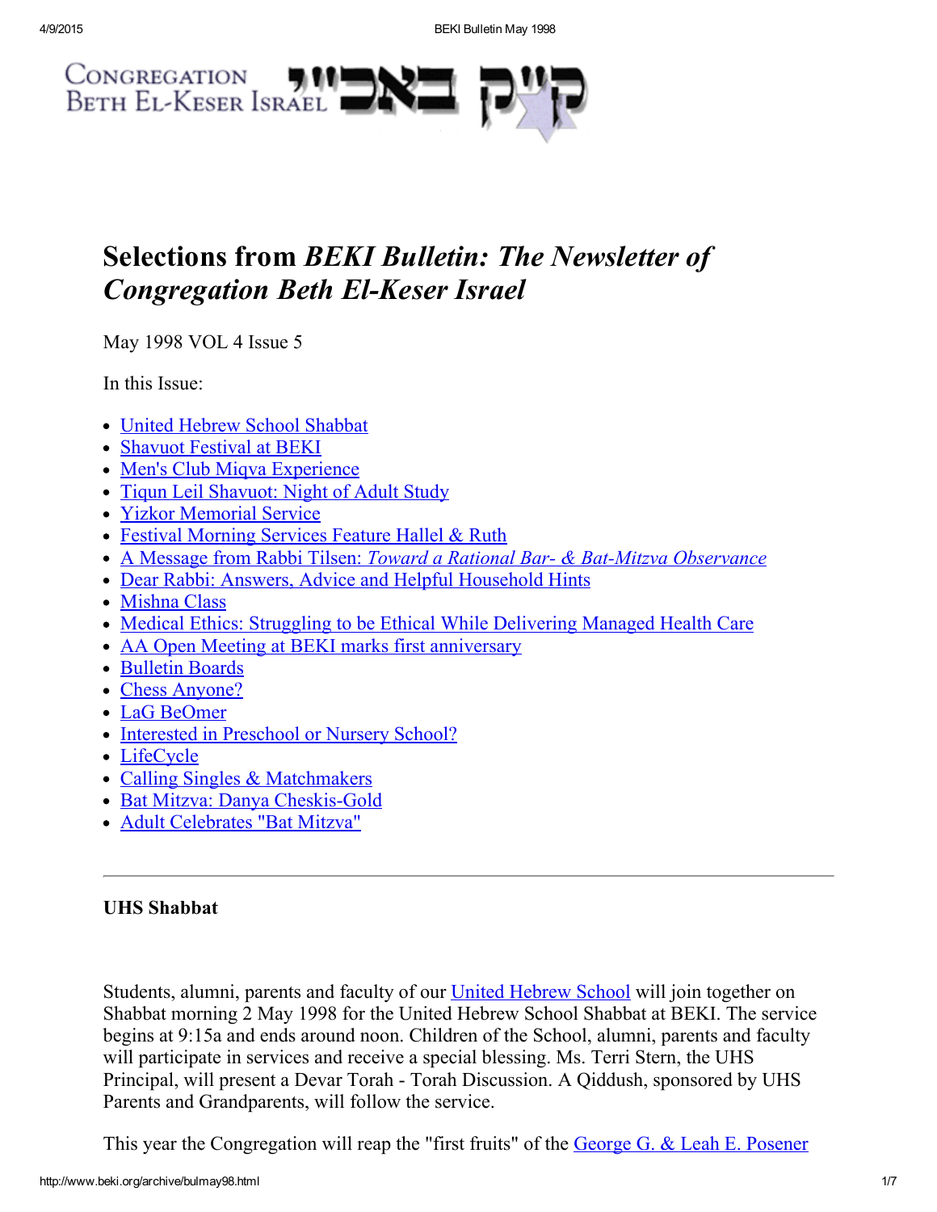Congregation Beth El-Keser Israel קי״ק באבי״י

# Selections from *BEKI Bulletin: The Newsletter of Congregation Beth El-Keser Israel*

May 1998 VOL 4 Issue 5

In this Issue:

- United Hebrew School Shabbat
- Shavuot Festival at BEKI
- Men's Club Miqva Experience
- Tiqun Leil Shavuot: Night of Adult Study
- Yizkor Memorial Service
- Festival Morning Services Feature Hallel & Ruth
- A Message from Rabbi Tilsen: *Toward a Rational Bar- & Bat-Mitzva Observance*
- Dear Rabbi: Answers, Advice and Helpful Household Hints
- Mishna Class
- Medical Ethics: Struggling to be Ethical While Delivering Managed Health Care
- AA Open Meeting at BEKI marks first anniversary
- Bulletin Boards
- Chess Anyone?
- LaG BeOmer
- Interested in Preschool or Nursery School?
- LifeCycle
- Calling Singles & Matchmakers
- Bat Mitzva: Danya Cheskis-Gold
- Adult Celebrates "Bat Mitzva"

---

### UHS Shabbat

Students, alumni, parents and faculty of our United Hebrew School will join together on Shabbat morning 2 May 1998 for the United Hebrew School Shabbat at BEKI. The service begins at 9:15a and ends around noon. Children of the School, alumni, parents and faculty will participate in services and receive a special blessing. Ms. Terri Stern, the UHS Principal, will present a Devar Torah - Torah Discussion. A Qiddush, sponsored by UHS Parents and Grandparents, will follow the service.

This year the Congregation will reap the "first fruits" of the George G. & Leah E. Posener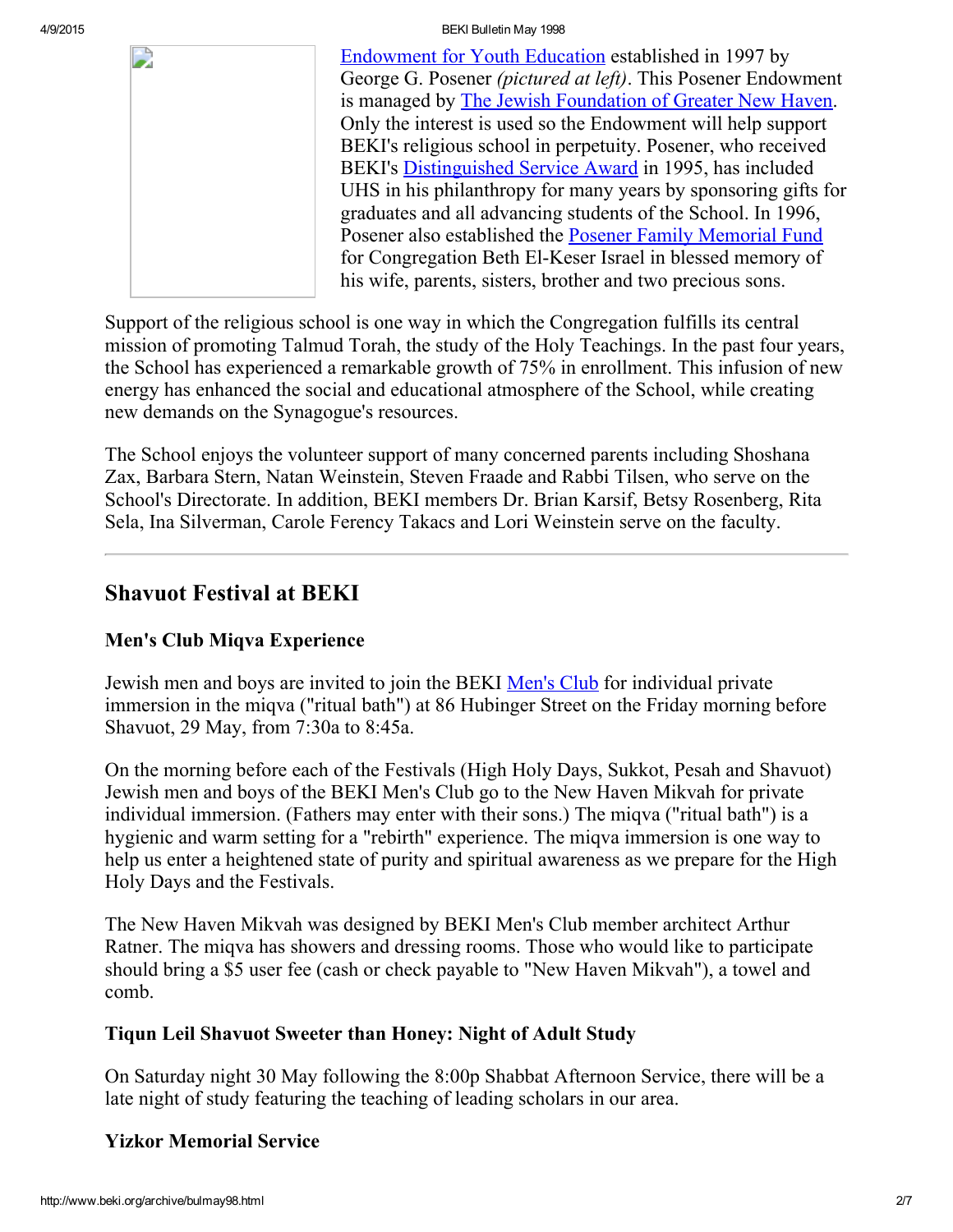Endowment for Youth Education established in 1997 by George G. Posener *(pictured at left)*. This Posener Endowment is managed by The Jewish Foundation of Greater New Haven. Only the interest is used so the Endowment will help support BEKI's religious school in perpetuity. Posener, who received BEKI's Distinguished Service Award in 1995, has included UHS in his philanthropy for many years by sponsoring gifts for graduates and all advancing students of the School. In 1996, Posener also established the Posener Family Memorial Fund for Congregation Beth El-Keser Israel in blessed memory of his wife, parents, sisters, brother and two precious sons.

Support of the religious school is one way in which the Congregation fulfills its central mission of promoting Talmud Torah, the study of the Holy Teachings. In the past four years, the School has experienced a remarkable growth of 75% in enrollment. This infusion of new energy has enhanced the social and educational atmosphere of the School, while creating new demands on the Synagogue's resources.

The School enjoys the volunteer support of many concerned parents including Shoshana Zax, Barbara Stern, Natan Weinstein, Steven Fraade and Rabbi Tilsen, who serve on the School's Directorate. In addition, BEKI members Dr. Brian Karsif, Betsy Rosenberg, Rita Sela, Ina Silverman, Carole Ferency Takacs and Lori Weinstein serve on the faculty.

---

## Shavuot Festival at BEKI

### Men's Club Miqva Experience

Jewish men and boys are invited to join the BEKI Men's Club for individual private immersion in the miqva ("ritual bath") at 86 Hubinger Street on the Friday morning before Shavuot, 29 May, from 7:30a to 8:45a.

On the morning before each of the Festivals (High Holy Days, Sukkot, Pesah and Shavuot) Jewish men and boys of the BEKI Men's Club go to the New Haven Mikvah for private individual immersion. (Fathers may enter with their sons.) The miqva ("ritual bath") is a hygienic and warm setting for a "rebirth" experience. The miqva immersion is one way to help us enter a heightened state of purity and spiritual awareness as we prepare for the High Holy Days and the Festivals.

The New Haven Mikvah was designed by BEKI Men's Club member architect Arthur Ratner. The miqva has showers and dressing rooms. Those who would like to participate should bring a $5 user fee (cash or check payable to "New Haven Mikvah"), a towel and comb.

### Tiqun Leil Shavuot Sweeter than Honey: Night of Adult Study

On Saturday night 30 May following the 8:00p Shabbat Afternoon Service, there will be a late night of study featuring the teaching of leading scholars in our area.

### Yizkor Memorial Service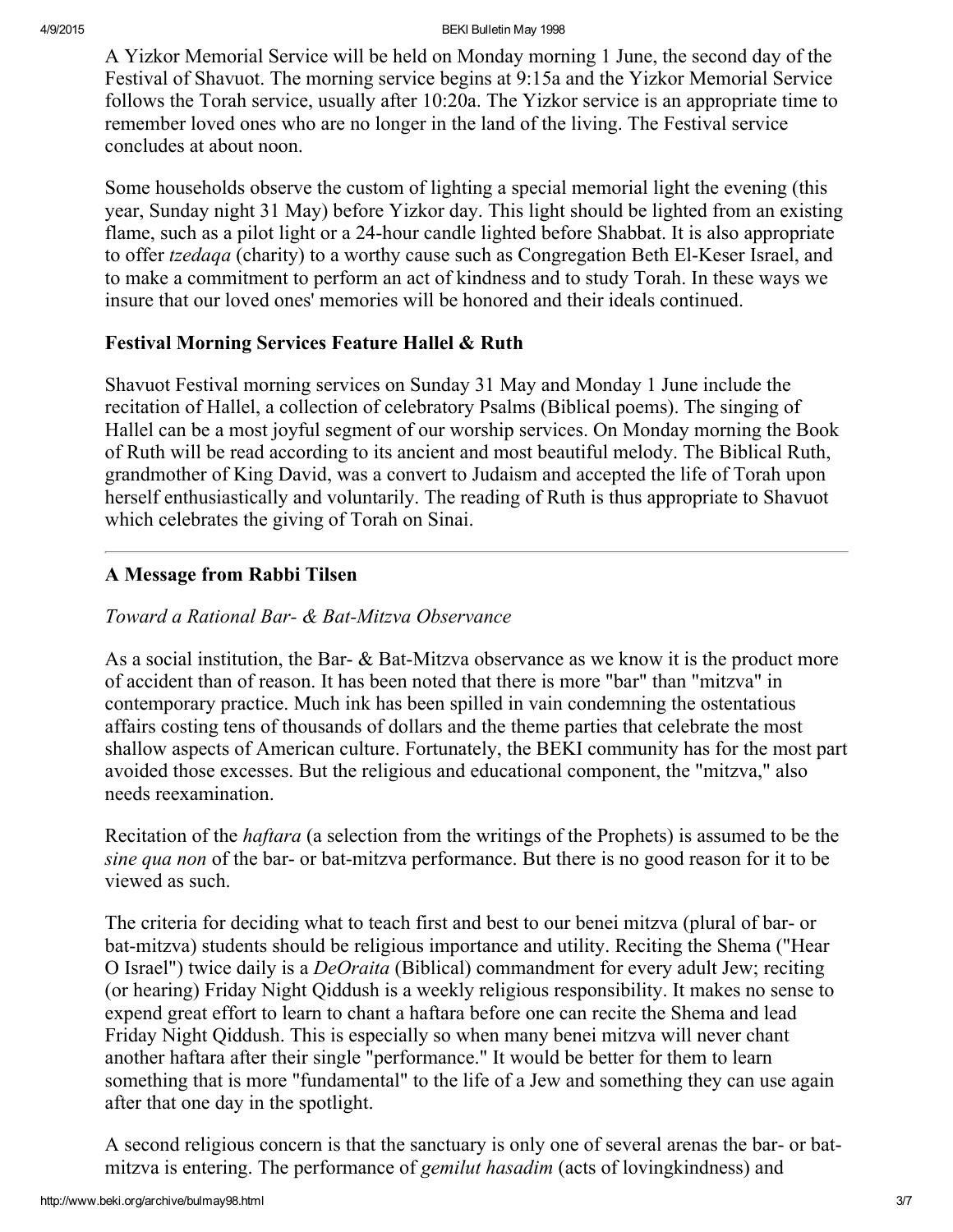A Yizkor Memorial Service will be held on Monday morning 1 June, the second day of the Festival of Shavuot. The morning service begins at 9:15a and the Yizkor Memorial Service follows the Torah service, usually after 10:20a. The Yizkor service is an appropriate time to remember loved ones who are no longer in the land of the living. The Festival service concludes at about noon.

Some households observe the custom of lighting a special memorial light the evening (this year, Sunday night 31 May) before Yizkor day. This light should be lighted from an existing flame, such as a pilot light or a 24-hour candle lighted before Shabbat. It is also appropriate to offer *tzedaqa* (charity) to a worthy cause such as Congregation Beth El-Keser Israel, and to make a commitment to perform an act of kindness and to study Torah. In these ways we insure that our loved ones' memories will be honored and their ideals continued.

### Festival Morning Services Feature Hallel & Ruth

Shavuot Festival morning services on Sunday 31 May and Monday 1 June include the recitation of Hallel, a collection of celebratory Psalms (Biblical poems). The singing of Hallel can be a most joyful segment of our worship services. On Monday morning the Book of Ruth will be read according to its ancient and most beautiful melody. The Biblical Ruth, grandmother of King David, was a convert to Judaism and accepted the life of Torah upon herself enthusiastically and voluntarily. The reading of Ruth is thus appropriate to Shavuot which celebrates the giving of Torah on Sinai.

---

### A Message from Rabbi Tilsen

*Toward a Rational Bar- & Bat-Mitzva Observance*

As a social institution, the Bar- & Bat-Mitzva observance as we know it is the product more of accident than of reason. It has been noted that there is more "bar" than "mitzva" in contemporary practice. Much ink has been spilled in vain condemning the ostentatious affairs costing tens of thousands of dollars and the theme parties that celebrate the most shallow aspects of American culture. Fortunately, the BEKI community has for the most part avoided those excesses. But the religious and educational component, the "mitzva," also needs reexamination.

Recitation of the *haftara* (a selection from the writings of the Prophets) is assumed to be the *sine qua non* of the bar- or bat-mitzva performance. But there is no good reason for it to be viewed as such.

The criteria for deciding what to teach first and best to our benei mitzva (plural of bar- or bat-mitzva) students should be religious importance and utility. Reciting the Shema ("Hear O Israel") twice daily is a *DeOraita* (Biblical) commandment for every adult Jew; reciting (or hearing) Friday Night Qiddush is a weekly religious responsibility. It makes no sense to expend great effort to learn to chant a haftara before one can recite the Shema and lead Friday Night Qiddush. This is especially so when many benei mitzva will never chant another haftara after their single "performance." It would be better for them to learn something that is more "fundamental" to the life of a Jew and something they can use again after that one day in the spotlight.

A second religious concern is that the sanctuary is only one of several arenas the bar- or bat-mitzva is entering. The performance of *gemilut hasadim* (acts of lovingkindness) and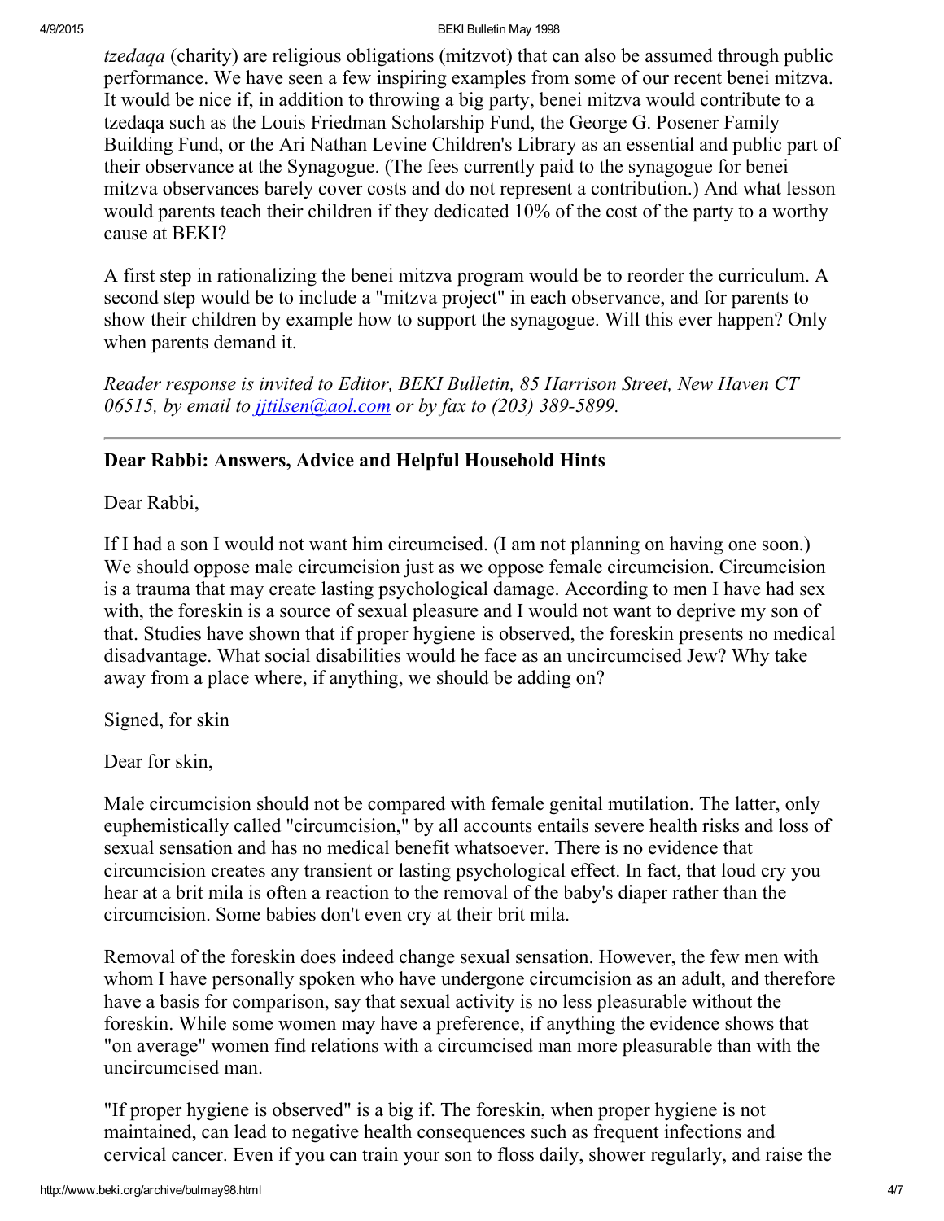*tzedaqa* (charity) are religious obligations (mitzvot) that can also be assumed through public performance. We have seen a few inspiring examples from some of our recent benei mitzva. It would be nice if, in addition to throwing a big party, benei mitzva would contribute to a tzedaqa such as the Louis Friedman Scholarship Fund, the George G. Posener Family Building Fund, or the Ari Nathan Levine Children's Library as an essential and public part of their observance at the Synagogue. (The fees currently paid to the synagogue for benei mitzva observances barely cover costs and do not represent a contribution.) And what lesson would parents teach their children if they dedicated 10% of the cost of the party to a worthy cause at BEKI?

A first step in rationalizing the benei mitzva program would be to reorder the curriculum. A second step would be to include a "mitzva project" in each observance, and for parents to show their children by example how to support the synagogue. Will this ever happen? Only when parents demand it.

*Reader response is invited to Editor, BEKI Bulletin, 85 Harrison Street, New Haven CT 06515, by email to jjtilsen@aol.com or by fax to (203) 389-5899.*

---

**Dear Rabbi: Answers, Advice and Helpful Household Hints**

Dear Rabbi,

If I had a son I would not want him circumcised. (I am not planning on having one soon.) We should oppose male circumcision just as we oppose female circumcision. Circumcision is a trauma that may create lasting psychological damage. According to men I have had sex with, the foreskin is a source of sexual pleasure and I would not want to deprive my son of that. Studies have shown that if proper hygiene is observed, the foreskin presents no medical disadvantage. What social disabilities would he face as an uncircumcised Jew? Why take away from a place where, if anything, we should be adding on?

Signed, for skin

Dear for skin,

Male circumcision should not be compared with female genital mutilation. The latter, only euphemistically called "circumcision," by all accounts entails severe health risks and loss of sexual sensation and has no medical benefit whatsoever. There is no evidence that circumcision creates any transient or lasting psychological effect. In fact, that loud cry you hear at a brit mila is often a reaction to the removal of the baby's diaper rather than the circumcision. Some babies don't even cry at their brit mila.

Removal of the foreskin does indeed change sexual sensation. However, the few men with whom I have personally spoken who have undergone circumcision as an adult, and therefore have a basis for comparison, say that sexual activity is no less pleasurable without the foreskin. While some women may have a preference, if anything the evidence shows that "on average" women find relations with a circumcised man more pleasurable than with the uncircumcised man.

"If proper hygiene is observed" is a big if. The foreskin, when proper hygiene is not maintained, can lead to negative health consequences such as frequent infections and cervical cancer. Even if you can train your son to floss daily, shower regularly, and raise the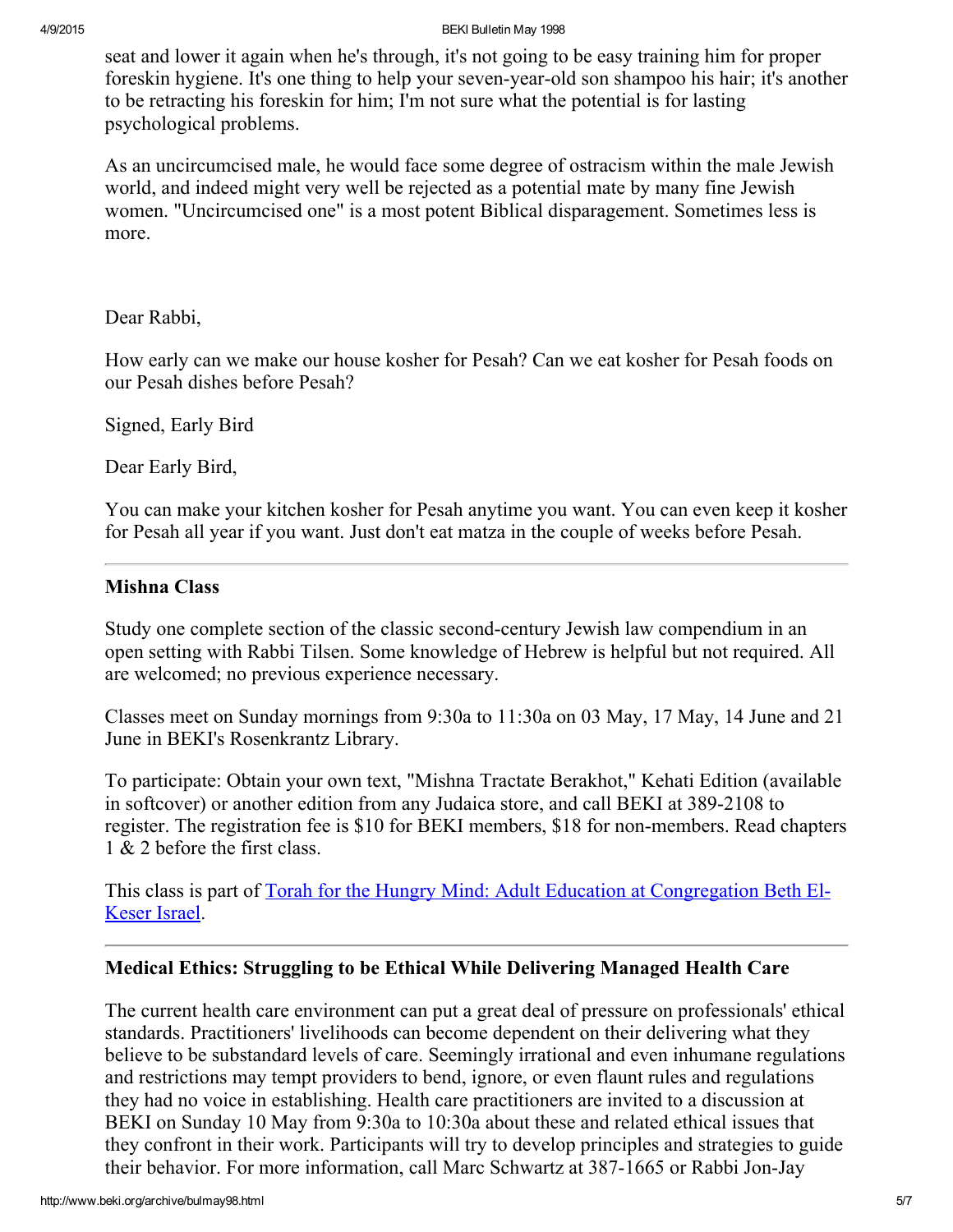seat and lower it again when he's through, it's not going to be easy training him for proper foreskin hygiene. It's one thing to help your seven-year-old son shampoo his hair; it's another to be retracting his foreskin for him; I'm not sure what the potential is for lasting psychological problems.

As an uncircumcised male, he would face some degree of ostracism within the male Jewish world, and indeed might very well be rejected as a potential mate by many fine Jewish women. "Uncircumcised one" is a most potent Biblical disparagement. Sometimes less is more.

Dear Rabbi,

How early can we make our house kosher for Pesah? Can we eat kosher for Pesah foods on our Pesah dishes before Pesah?

Signed, Early Bird

Dear Early Bird,

You can make your kitchen kosher for Pesah anytime you want. You can even keep it kosher for Pesah all year if you want. Just don't eat matza in the couple of weeks before Pesah.

---

### Mishna Class

Study one complete section of the classic second-century Jewish law compendium in an open setting with Rabbi Tilsen. Some knowledge of Hebrew is helpful but not required. All are welcomed; no previous experience necessary.

Classes meet on Sunday mornings from 9:30a to 11:30a on 03 May, 17 May, 14 June and 21 June in BEKI's Rosenkrantz Library.

To participate: Obtain your own text, "Mishna Tractate Berakhot," Kehati Edition (available in softcover) or another edition from any Judaica store, and call BEKI at 389-2108 to register. The registration fee is $10 for BEKI members, $18 for non-members. Read chapters 1 & 2 before the first class.

This class is part of Torah for the Hungry Mind: Adult Education at Congregation Beth El-Keser Israel.

---

### Medical Ethics: Struggling to be Ethical While Delivering Managed Health Care

The current health care environment can put a great deal of pressure on professionals' ethical standards. Practitioners' livelihoods can become dependent on their delivering what they believe to be substandard levels of care. Seemingly irrational and even inhumane regulations and restrictions may tempt providers to bend, ignore, or even flaunt rules and regulations they had no voice in establishing. Health care practitioners are invited to a discussion at BEKI on Sunday 10 May from 9:30a to 10:30a about these and related ethical issues that they confront in their work. Participants will try to develop principles and strategies to guide their behavior. For more information, call Marc Schwartz at 387-1665 or Rabbi Jon-Jay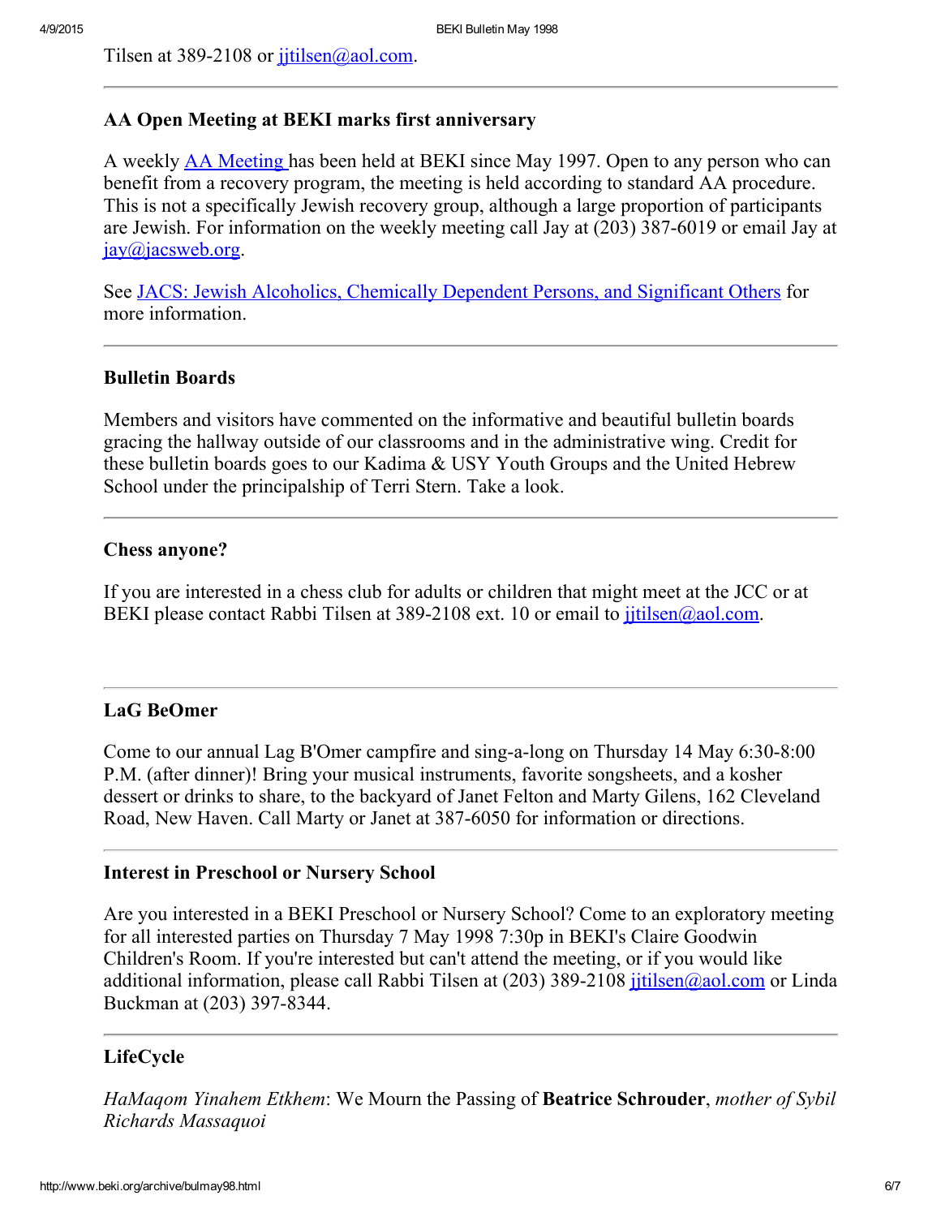Tilsen at 389-2108 or jjtilsen@aol.com.

---

### AA Open Meeting at BEKI marks first anniversary

A weekly AA Meeting has been held at BEKI since May 1997. Open to any person who can benefit from a recovery program, the meeting is held according to standard AA procedure. This is not a specifically Jewish recovery group, although a large proportion of participants are Jewish. For information on the weekly meeting call Jay at (203) 387-6019 or email Jay at jay@jacsweb.org.

See JACS: Jewish Alcoholics, Chemically Dependent Persons, and Significant Others for more information.

---

### Bulletin Boards

Members and visitors have commented on the informative and beautiful bulletin boards gracing the hallway outside of our classrooms and in the administrative wing. Credit for these bulletin boards goes to our Kadima & USY Youth Groups and the United Hebrew School under the principalship of Terri Stern. Take a look.

---

### Chess anyone?

If you are interested in a chess club for adults or children that might meet at the JCC or at BEKI please contact Rabbi Tilsen at 389-2108 ext. 10 or email to jjtilsen@aol.com.

---

### LaG BeOmer

Come to our annual Lag B'Omer campfire and sing-a-long on Thursday 14 May 6:30-8:00 P.M. (after dinner)! Bring your musical instruments, favorite songsheets, and a kosher dessert or drinks to share, to the backyard of Janet Felton and Marty Gilens, 162 Cleveland Road, New Haven. Call Marty or Janet at 387-6050 for information or directions.

---

### Interest in Preschool or Nursery School

Are you interested in a BEKI Preschool or Nursery School? Come to an exploratory meeting for all interested parties on Thursday 7 May 1998 7:30p in BEKI's Claire Goodwin Children's Room. If you're interested but can't attend the meeting, or if you would like additional information, please call Rabbi Tilsen at (203) 389-2108 jjtilsen@aol.com or Linda Buckman at (203) 397-8344.

---

### LifeCycle

*HaMaqom Yinahem Etkhem*: We Mourn the Passing of **Beatrice Schrouder**, *mother of Sybil Richards Massaquoi*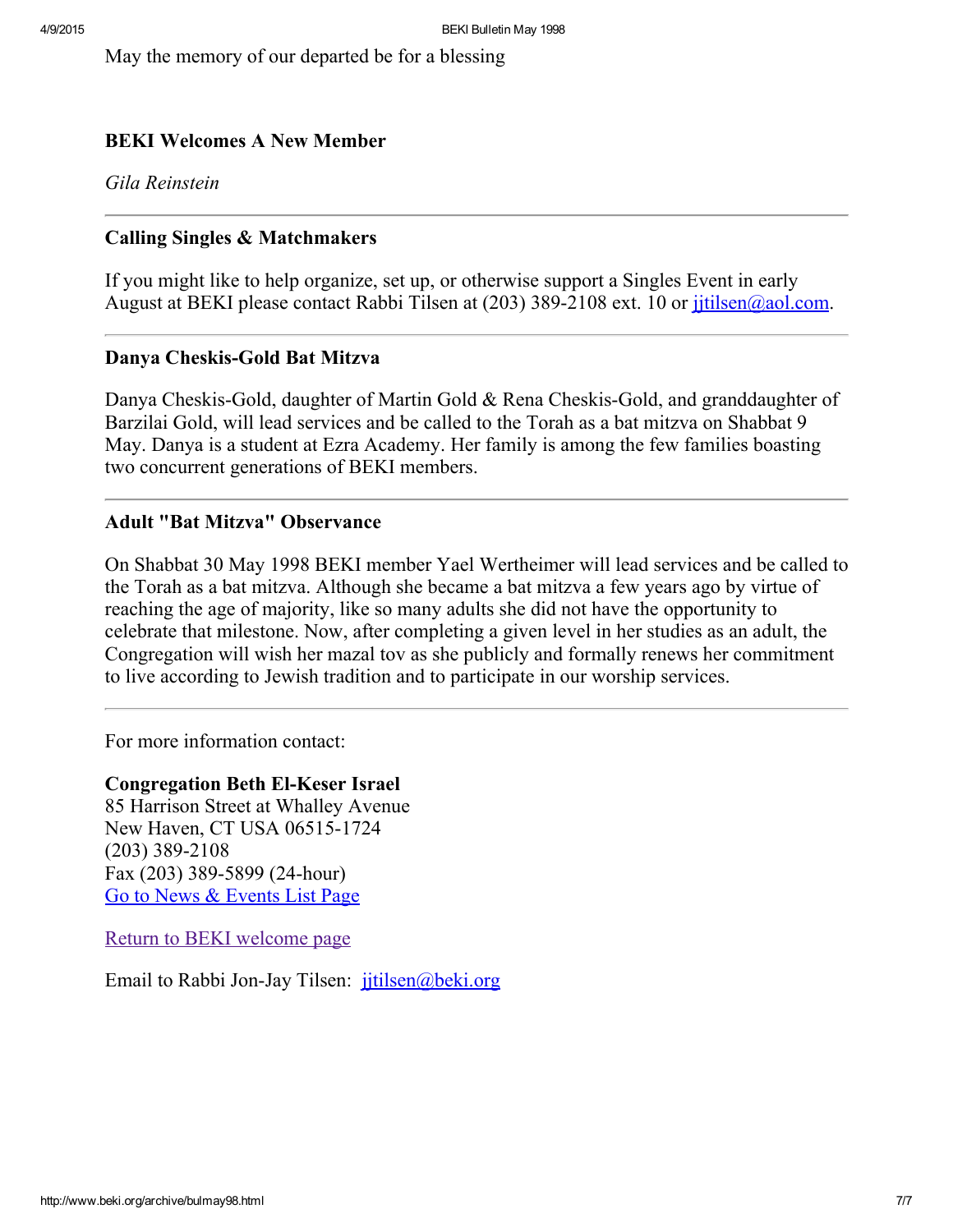May the memory of our departed be for a blessing

### BEKI Welcomes A New Member

*Gila Reinstein*

---

### Calling Singles & Matchmakers

If you might like to help organize, set up, or otherwise support a Singles Event in early August at BEKI please contact Rabbi Tilsen at (203) 389-2108 ext. 10 or [jjtilsen@aol.com](mailto:jjtilsen@aol.com).

---

### Danya Cheskis-Gold Bat Mitzva

Danya Cheskis-Gold, daughter of Martin Gold & Rena Cheskis-Gold, and granddaughter of Barzilai Gold, will lead services and be called to the Torah as a bat mitzva on Shabbat 9 May. Danya is a student at Ezra Academy. Her family is among the few families boasting two concurrent generations of BEKI members.

---

### Adult "Bat Mitzva" Observance

On Shabbat 30 May 1998 BEKI member Yael Wertheimer will lead services and be called to the Torah as a bat mitzva. Although she became a bat mitzva a few years ago by virtue of reaching the age of majority, like so many adults she did not have the opportunity to celebrate that milestone. Now, after completing a given level in her studies as an adult, the Congregation will wish her mazal tov as she publicly and formally renews her commitment to live according to Jewish tradition and to participate in our worship services.

---

For more information contact:

**Congregation Beth El-Keser Israel**
85 Harrison Street at Whalley Avenue
New Haven, CT USA 06515-1724
(203) 389-2108
Fax (203) 389-5899 (24-hour)
Go to News & Events List Page

Return to BEKI welcome page

Email to Rabbi Jon-Jay Tilsen: [jjtilsen@beki.org](mailto:jjtilsen@beki.org)